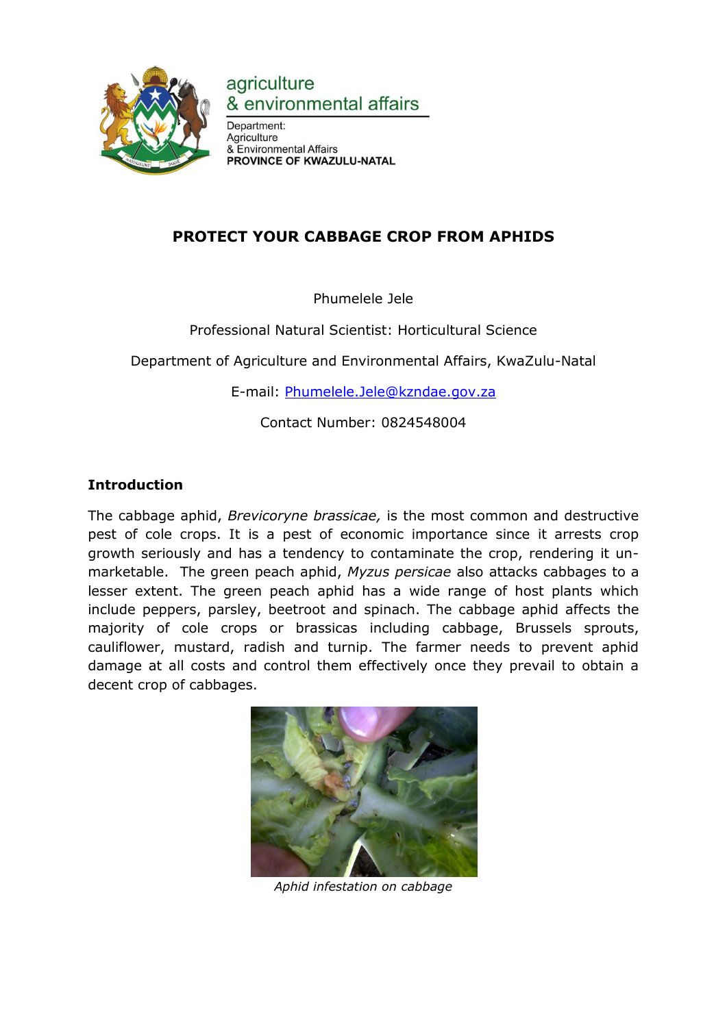agriculture
& environmental affairs

Department:
Agriculture
& Environmental Affairs
**PROVINCE OF KWAZULU-NATAL**

# PROTECT YOUR CABBAGE CROP FROM APHIDS

Phumelele Jele

Professional Natural Scientist: Horticultural Science

Department of Agriculture and Environmental Affairs, KwaZulu-Natal

E-mail: Phumelele.Jele@kzndae.gov.za

Contact Number: 0824548004

## Introduction

The cabbage aphid, *Brevicoryne brassicae,* is the most common and destructive pest of cole crops. It is a pest of economic importance since it arrests crop growth seriously and has a tendency to contaminate the crop, rendering it un-marketable. The green peach aphid, *Myzus persicae* also attacks cabbages to a lesser extent. The green peach aphid has a wide range of host plants which include peppers, parsley, beetroot and spinach. The cabbage aphid affects the majority of cole crops or brassicas including cabbage, Brussels sprouts, cauliflower, mustard, radish and turnip. The farmer needs to prevent aphid damage at all costs and control them effectively once they prevail to obtain a decent crop of cabbages.

*Aphid infestation on cabbage*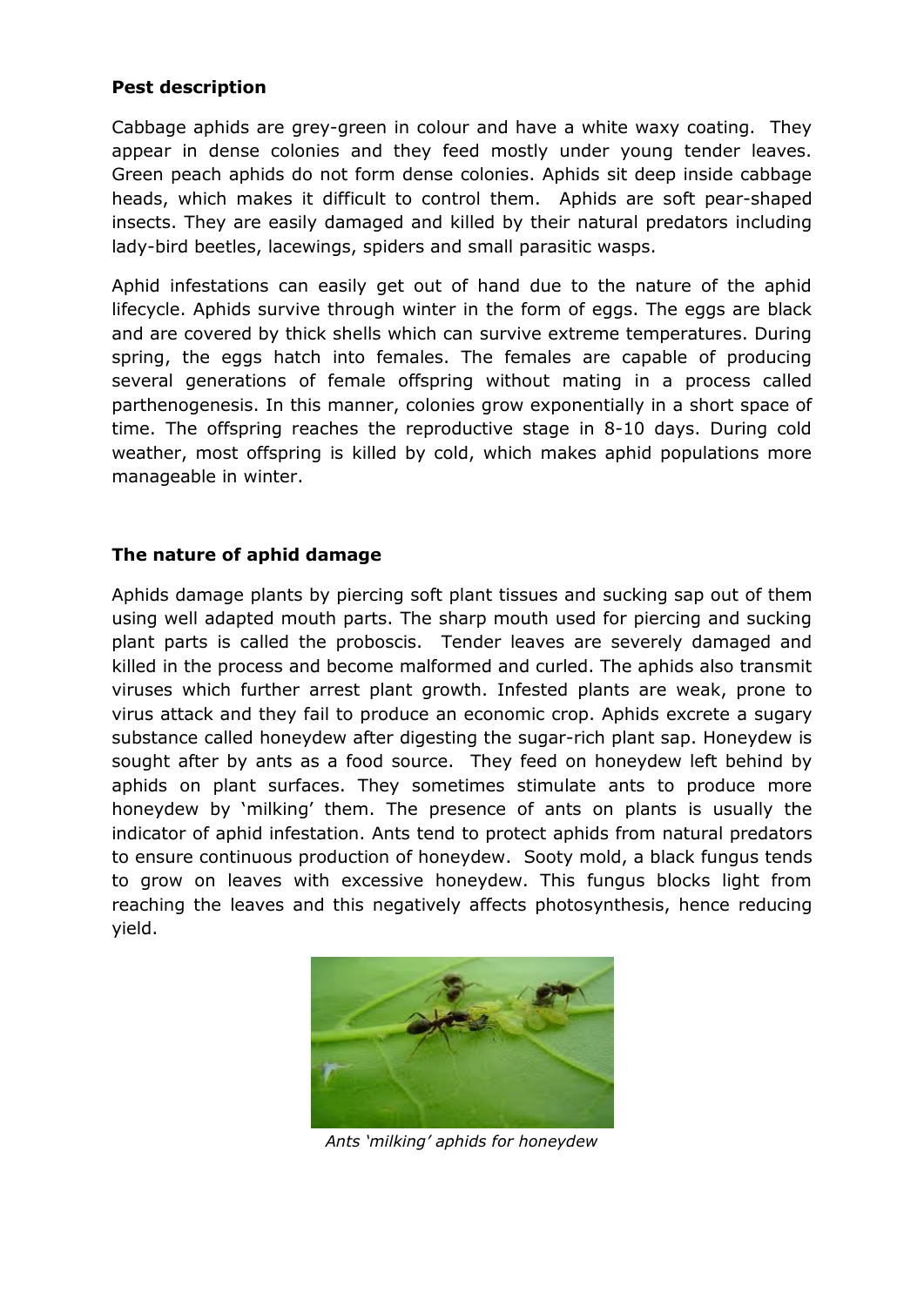**Pest description**

Cabbage aphids are grey-green in colour and have a white waxy coating. They appear in dense colonies and they feed mostly under young tender leaves. Green peach aphids do not form dense colonies. Aphids sit deep inside cabbage heads, which makes it difficult to control them. Aphids are soft pear-shaped insects. They are easily damaged and killed by their natural predators including lady-bird beetles, lacewings, spiders and small parasitic wasps.

Aphid infestations can easily get out of hand due to the nature of the aphid lifecycle. Aphids survive through winter in the form of eggs. The eggs are black and are covered by thick shells which can survive extreme temperatures. During spring, the eggs hatch into females. The females are capable of producing several generations of female offspring without mating in a process called parthenogenesis. In this manner, colonies grow exponentially in a short space of time. The offspring reaches the reproductive stage in 8-10 days. During cold weather, most offspring is killed by cold, which makes aphid populations more manageable in winter.

**The nature of aphid damage**

Aphids damage plants by piercing soft plant tissues and sucking sap out of them using well adapted mouth parts. The sharp mouth used for piercing and sucking plant parts is called the proboscis. Tender leaves are severely damaged and killed in the process and become malformed and curled. The aphids also transmit viruses which further arrest plant growth. Infested plants are weak, prone to virus attack and they fail to produce an economic crop. Aphids excrete a sugary substance called honeydew after digesting the sugar-rich plant sap. Honeydew is sought after by ants as a food source. They feed on honeydew left behind by aphids on plant surfaces. They sometimes stimulate ants to produce more honeydew by 'milking' them. The presence of ants on plants is usually the indicator of aphid infestation. Ants tend to protect aphids from natural predators to ensure continuous production of honeydew. Sooty mold, a black fungus tends to grow on leaves with excessive honeydew. This fungus blocks light from reaching the leaves and this negatively affects photosynthesis, hence reducing yield.

*Ants 'milking' aphids for honeydew*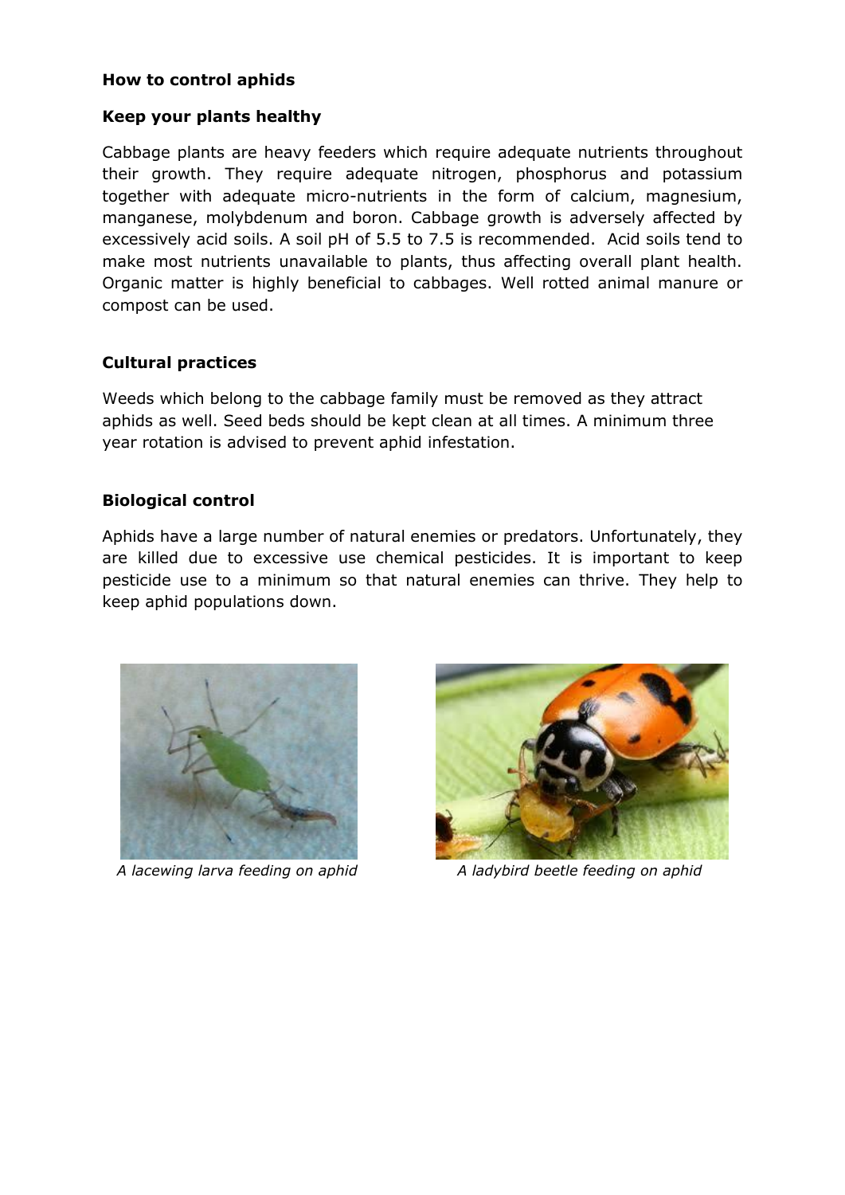**How to control aphids**

**Keep your plants healthy**

Cabbage plants are heavy feeders which require adequate nutrients throughout their growth. They require adequate nitrogen, phosphorus and potassium together with adequate micro-nutrients in the form of calcium, magnesium, manganese, molybdenum and boron. Cabbage growth is adversely affected by excessively acid soils. A soil pH of 5.5 to 7.5 is recommended. Acid soils tend to make most nutrients unavailable to plants, thus affecting overall plant health. Organic matter is highly beneficial to cabbages. Well rotted animal manure or compost can be used.

**Cultural practices**

Weeds which belong to the cabbage family must be removed as they attract aphids as well. Seed beds should be kept clean at all times. A minimum three year rotation is advised to prevent aphid infestation.

**Biological control**

Aphids have a large number of natural enemies or predators. Unfortunately, they are killed due to excessive use chemical pesticides. It is important to keep pesticide use to a minimum so that natural enemies can thrive. They help to keep aphid populations down.

*A lacewing larva feeding on aphid*

*A ladybird beetle feeding on aphid*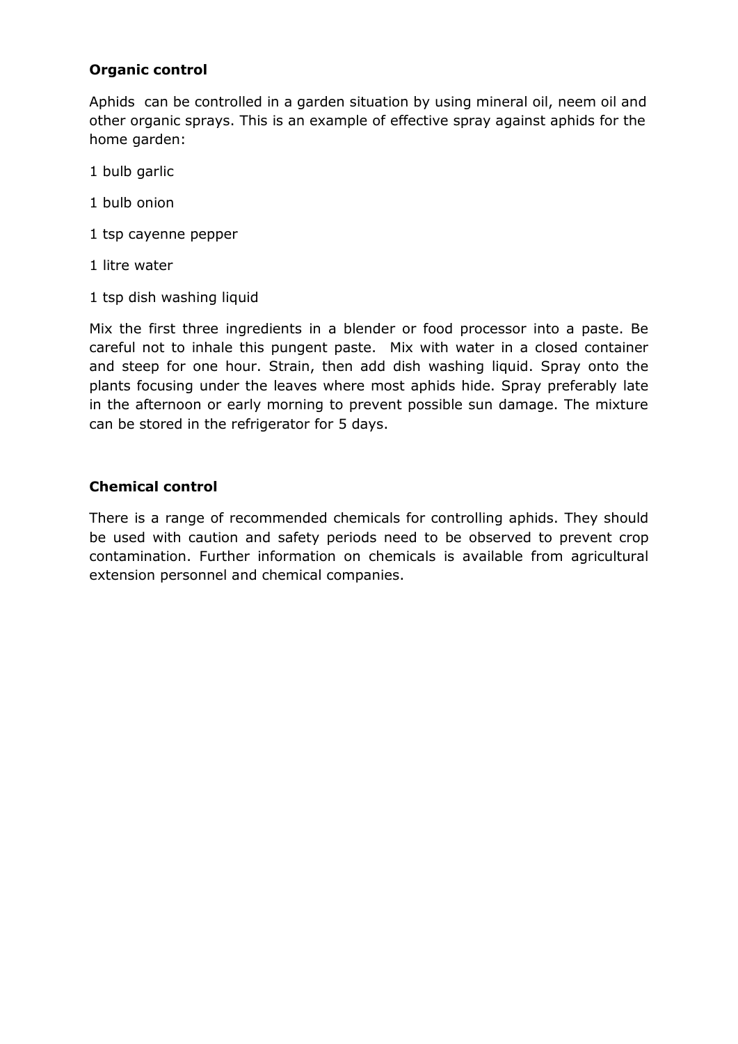**Organic control**

Aphids can be controlled in a garden situation by using mineral oil, neem oil and other organic sprays. This is an example of effective spray against aphids for the home garden:

1 bulb garlic

1 bulb onion

1 tsp cayenne pepper

1 litre water

1 tsp dish washing liquid

Mix the first three ingredients in a blender or food processor into a paste. Be careful not to inhale this pungent paste. Mix with water in a closed container and steep for one hour. Strain, then add dish washing liquid. Spray onto the plants focusing under the leaves where most aphids hide. Spray preferably late in the afternoon or early morning to prevent possible sun damage. The mixture can be stored in the refrigerator for 5 days.

**Chemical control**

There is a range of recommended chemicals for controlling aphids. They should be used with caution and safety periods need to be observed to prevent crop contamination. Further information on chemicals is available from agricultural extension personnel and chemical companies.